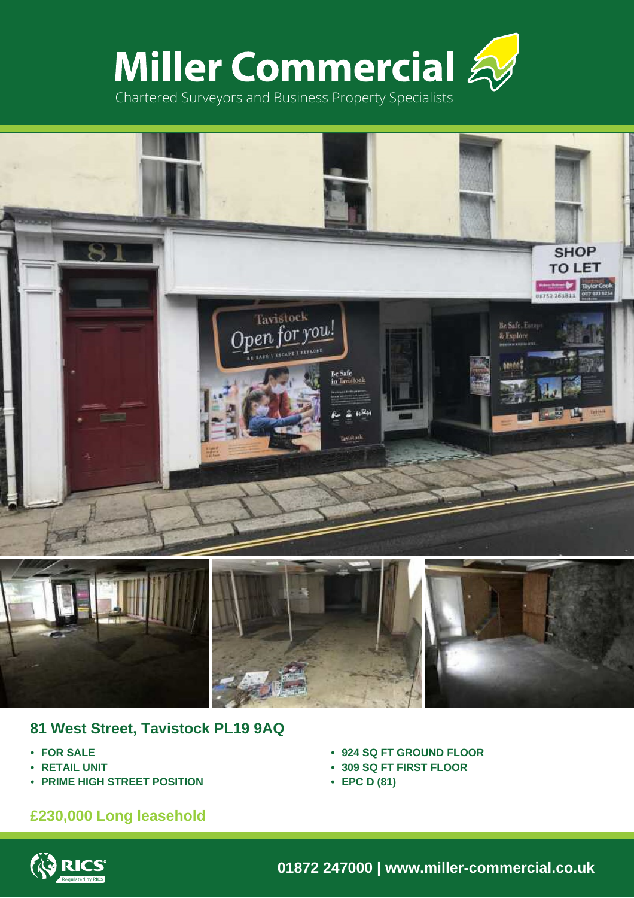# Miller Commercial

Chartered Surveyors and Business Property Specialists

## 81 West Street, Tavistock PL19 9AQ

- FOR SALE
- RETAIL UNIT
- PRIME HIGH STREET POSITION
- 924 SQ FT GROUND FLOOR
- 309 SQ FT FIRST FLOOR
- EPC D (81)

## £230,000 Long leasehold

01872 247000 | www.miller-commercial.co.uk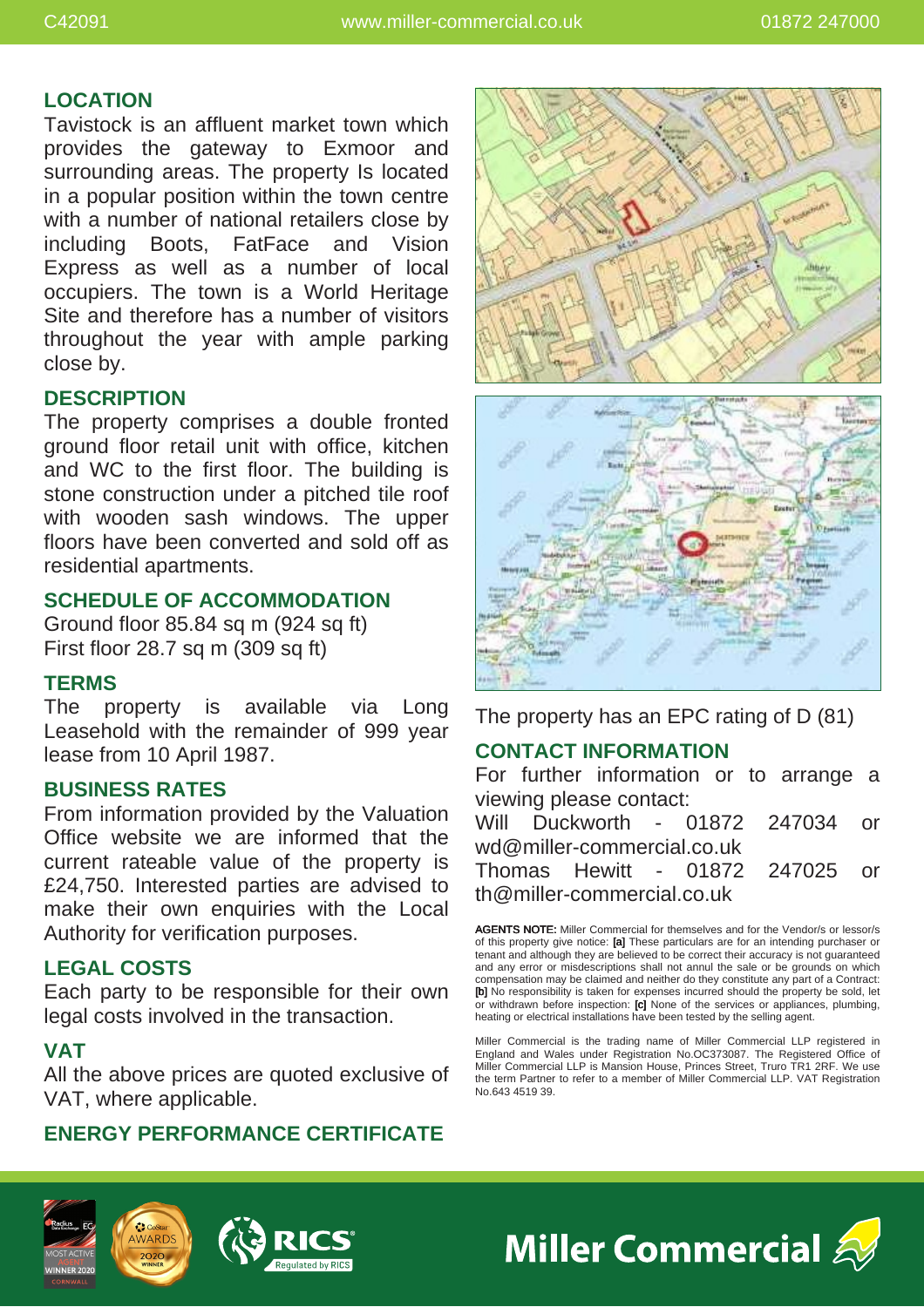## LOCATION

Tavistock is an affluent market town which provides the gateway to Exmoor and surrounding areas. The property Is located in a popular position within the town centre with a number of national retailers close by including Boots, FatFace and Vision Express as well as a number of local occupiers. The town is a World Heritage Site and therefore has a number of visitors throughout the year with ample parking close by.

## DESCRIPTION

The property comprises a double fronted ground floor retail unit with office, kitchen and WC to the first floor. The building is stone construction under a pitched tile roof with wooden sash windows. The upper floors have been converted and sold off as residential apartments.

## SCHEDULE OF ACCOMMODATION

Ground floor 85.84 sq m (924 sq ft)
First floor 28.7 sq m (309 sq ft)

## TERMS

The property is available via Long Leasehold with the remainder of 999 year lease from 10 April 1987.

## BUSINESS RATES

From information provided by the Valuation Office website we are informed that the current rateable value of the property is £24,750. Interested parties are advised to make their own enquiries with the Local Authority for verification purposes.

## LEGAL COSTS

Each party to be responsible for their own legal costs involved in the transaction.

## VAT

All the above prices are quoted exclusive of VAT, where applicable.

## ENERGY PERFORMANCE CERTIFICATE

The property has an EPC rating of D (81)

## CONTACT INFORMATION

For further information or to arrange a viewing please contact:

Will Duckworth - 01872 247034 or wd@miller-commercial.co.uk

Thomas Hewitt - 01872 247025 or th@miller-commercial.co.uk

**AGENTS NOTE:** Miller Commercial for themselves and for the Vendor/s or lessor/s of this property give notice: **[a]** These particulars are for an intending purchaser or tenant and although they are believed to be correct their accuracy is not guaranteed and any error or misdescriptions shall not annul the sale or be grounds on which compensation may be claimed and neither do they constitute any part of a Contract: **[b]** No responsibility is taken for expenses incurred should the property be sold, let or withdrawn before inspection: **[c]** None of the services or appliances, plumbing, heating or electrical installations have been tested by the selling agent.

Miller Commercial is the trading name of Miller Commercial LLP registered in England and Wales under Registration No.OC373087. The Registered Office of Miller Commercial LLP is Mansion House, Princes Street, Truro TR1 2RF. We use the term Partner to refer to a member of Miller Commercial LLP. VAT Registration No.643 4519 39.